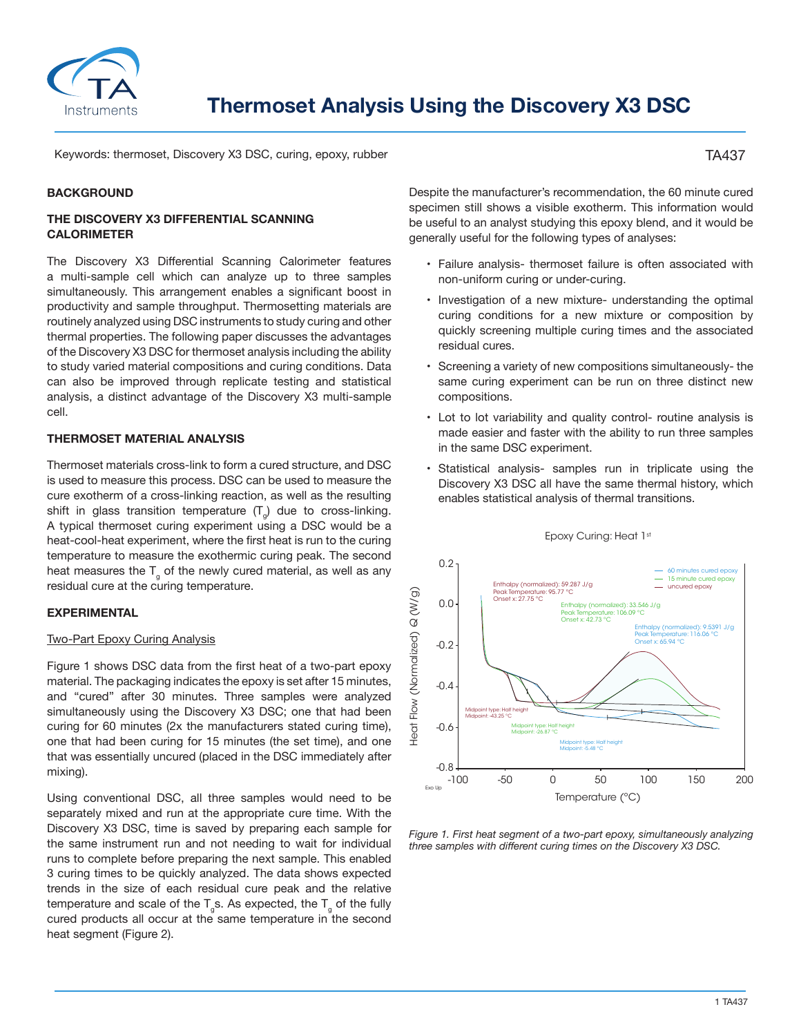# Thermoset Analysis Using the Discovery X3 DSC

Keywords: thermoset, Discovery X3 DSC, curing, epoxy, rubber

TA437

## BACKGROUND

### THE DISCOVERY X3 DIFFERENTIAL SCANNING CALORIMETER

The Discovery X3 Differential Scanning Calorimeter features a multi-sample cell which can analyze up to three samples simultaneously. This arrangement enables a significant boost in productivity and sample throughput. Thermosetting materials are routinely analyzed using DSC instruments to study curing and other thermal properties. The following paper discusses the advantages of the Discovery X3 DSC for thermoset analysis including the ability to study varied material compositions and curing conditions. Data can also be improved through replicate testing and statistical analysis, a distinct advantage of the Discovery X3 multi-sample cell.

### THERMOSET MATERIAL ANALYSIS

Thermoset materials cross-link to form a cured structure, and DSC is used to measure this process. DSC can be used to measure the cure exotherm of a cross-linking reaction, as well as the resulting shift in glass transition temperature ($T_g$) due to cross-linking. A typical thermoset curing experiment using a DSC would be a heat-cool-heat experiment, where the first heat is run to the curing temperature to measure the exothermic curing peak. The second heat measures the $T_g$ of the newly cured material, as well as any residual cure at the curing temperature.

## EXPERIMENTAL

### Two-Part Epoxy Curing Analysis

Figure 1 shows DSC data from the first heat of a two-part epoxy material. The packaging indicates the epoxy is set after 15 minutes, and "cured" after 30 minutes. Three samples were analyzed simultaneously using the Discovery X3 DSC; one that had been curing for 60 minutes (2x the manufacturers stated curing time), one that had been curing for 15 minutes (the set time), and one that was essentially uncured (placed in the DSC immediately after mixing).

Using conventional DSC, all three samples would need to be separately mixed and run at the appropriate cure time. With the Discovery X3 DSC, time is saved by preparing each sample for the same instrument run and not needing to wait for individual runs to complete before preparing the next sample. This enabled 3 curing times to be quickly analyzed. The data shows expected trends in the size of each residual cure peak and the relative temperature and scale of the $T_g$s. As expected, the $T_g$ of the fully cured products all occur at the same temperature in the second heat segment (Figure 2).

Despite the manufacturer's recommendation, the 60 minute cured specimen still shows a visible exotherm. This information would be useful to an analyst studying this epoxy blend, and it would be generally useful for the following types of analyses:

- Failure analysis- thermoset failure is often associated with non-uniform curing or under-curing.
- Investigation of a new mixture- understanding the optimal curing conditions for a new mixture or composition by quickly screening multiple curing times and the associated residual cures.
- Screening a variety of new compositions simultaneously- the same curing experiment can be run on three distinct new compositions.
- Lot to lot variability and quality control- routine analysis is made easier and faster with the ability to run three samples in the same DSC experiment.
- Statistical analysis- samples run in triplicate using the Discovery X3 DSC all have the same thermal history, which enables statistical analysis of thermal transitions.

*Figure 1. First heat segment of a two-part epoxy, simultaneously analyzing three samples with different curing times on the Discovery X3 DSC.*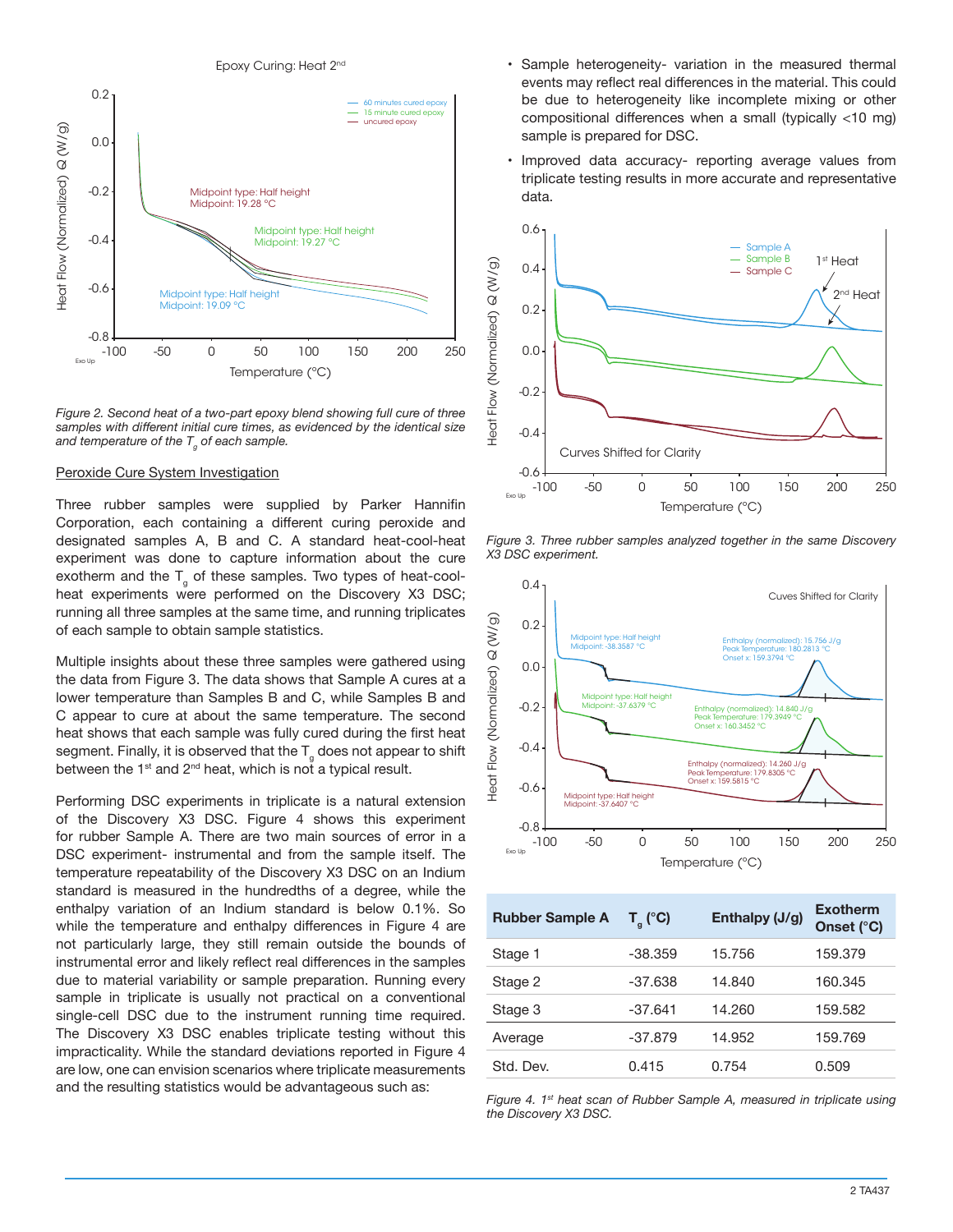*Figure 2. Second heat of a two-part epoxy blend showing full cure of three samples with different initial cure times, as evidenced by the identical size and temperature of the $T_g$ of each sample.*

## Peroxide Cure System Investigation

Three rubber samples were supplied by Parker Hannifin Corporation, each containing a different curing peroxide and designated samples A, B and C. A standard heat-cool-heat experiment was done to capture information about the cure exotherm and the $T_g$ of these samples. Two types of heat-cool-heat experiments were performed on the Discovery X3 DSC; running all three samples at the same time, and running triplicates of each sample to obtain sample statistics.

Multiple insights about these three samples were gathered using the data from Figure 3. The data shows that Sample A cures at a lower temperature than Samples B and C, while Samples B and C appear to cure at about the same temperature. The second heat shows that each sample was fully cured during the first heat segment. Finally, it is observed that the $T_g$ does not appear to shift between the 1st and 2nd heat, which is not a typical result.

Performing DSC experiments in triplicate is a natural extension of the Discovery X3 DSC. Figure 4 shows this experiment for rubber Sample A. There are two main sources of error in a DSC experiment- instrumental and from the sample itself. The temperature repeatability of the Discovery X3 DSC on an Indium standard is measured in the hundredths of a degree, while the enthalpy variation of an Indium standard is below 0.1%. So while the temperature and enthalpy differences in Figure 4 are not particularly large, they still remain outside the bounds of instrumental error and likely reflect real differences in the samples due to material variability or sample preparation. Running every sample in triplicate is usually not practical on a conventional single-cell DSC due to the instrument running time required. The Discovery X3 DSC enables triplicate testing without this impracticality. While the standard deviations reported in Figure 4 are low, one can envision scenarios where triplicate measurements and the resulting statistics would be advantageous such as:

- Sample heterogeneity- variation in the measured thermal events may reflect real differences in the material. This could be due to heterogeneity like incomplete mixing or other compositional differences when a small (typically <10 mg) sample is prepared for DSC.
- Improved data accuracy- reporting average values from triplicate testing results in more accurate and representative data.

*Figure 3. Three rubber samples analyzed together in the same Discovery X3 DSC experiment.*

| Rubber Sample A | $T_g$ (°C) | Enthalpy (J/g) | Exotherm Onset (°C) |
| --- | --- | --- | --- |
| Stage 1 | -38.359 | 15.756 | 159.379 |
| Stage 2 | -37.638 | 14.840 | 160.345 |
| Stage 3 | -37.641 | 14.260 | 159.582 |
| Average | -37.879 | 14.952 | 159.769 |
| Std. Dev. | 0.415 | 0.754 | 0.509 |

*Figure 4. 1st heat scan of Rubber Sample A, measured in triplicate using the Discovery X3 DSC.*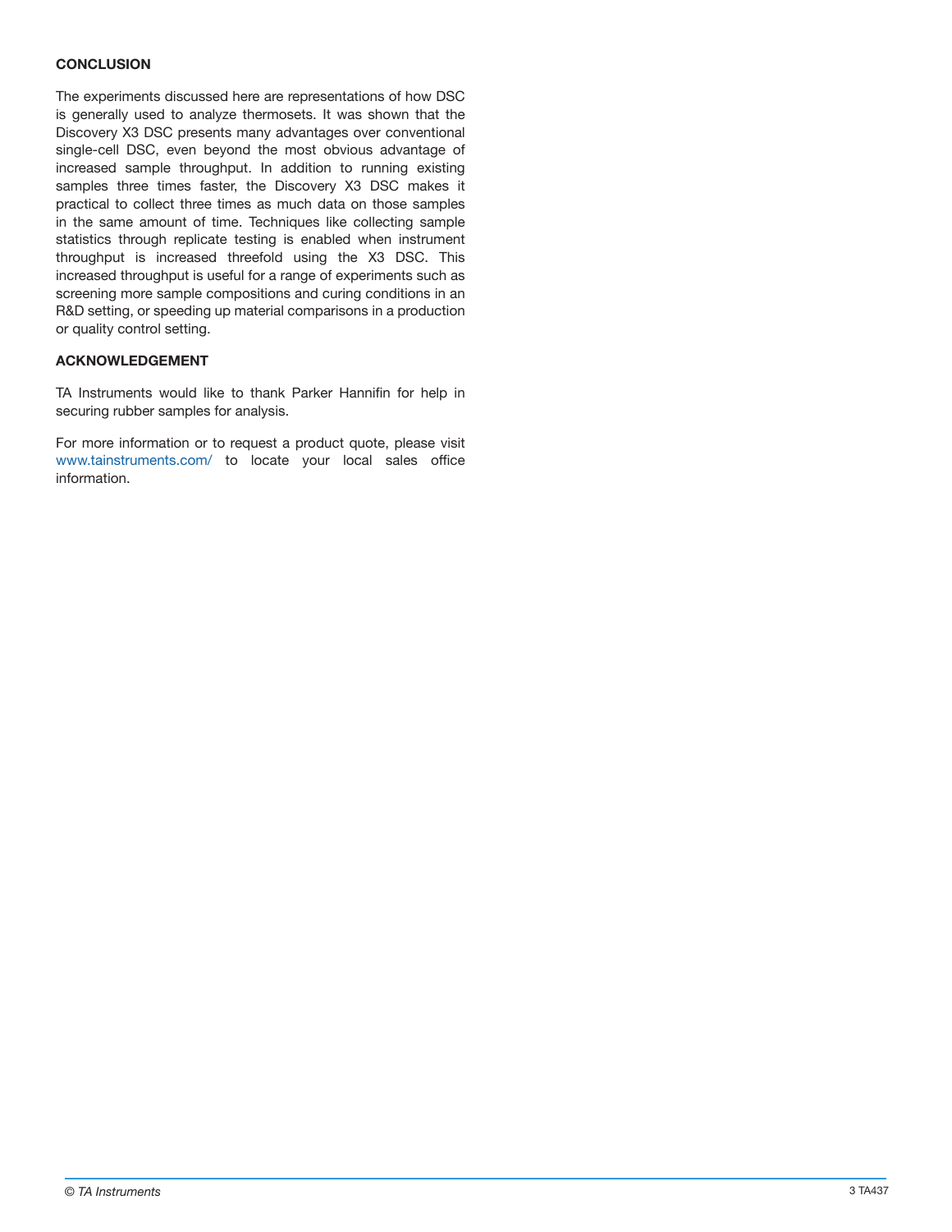## CONCLUSION

The experiments discussed here are representations of how DSC is generally used to analyze thermosets. It was shown that the Discovery X3 DSC presents many advantages over conventional single-cell DSC, even beyond the most obvious advantage of increased sample throughput. In addition to running existing samples three times faster, the Discovery X3 DSC makes it practical to collect three times as much data on those samples in the same amount of time. Techniques like collecting sample statistics through replicate testing is enabled when instrument throughput is increased threefold using the X3 DSC. This increased throughput is useful for a range of experiments such as screening more sample compositions and curing conditions in an R&D setting, or speeding up material comparisons in a production or quality control setting.

## ACKNOWLEDGEMENT

TA Instruments would like to thank Parker Hannifin for help in securing rubber samples for analysis.

For more information or to request a product quote, please visit www.tainstruments.com/ to locate your local sales office information.